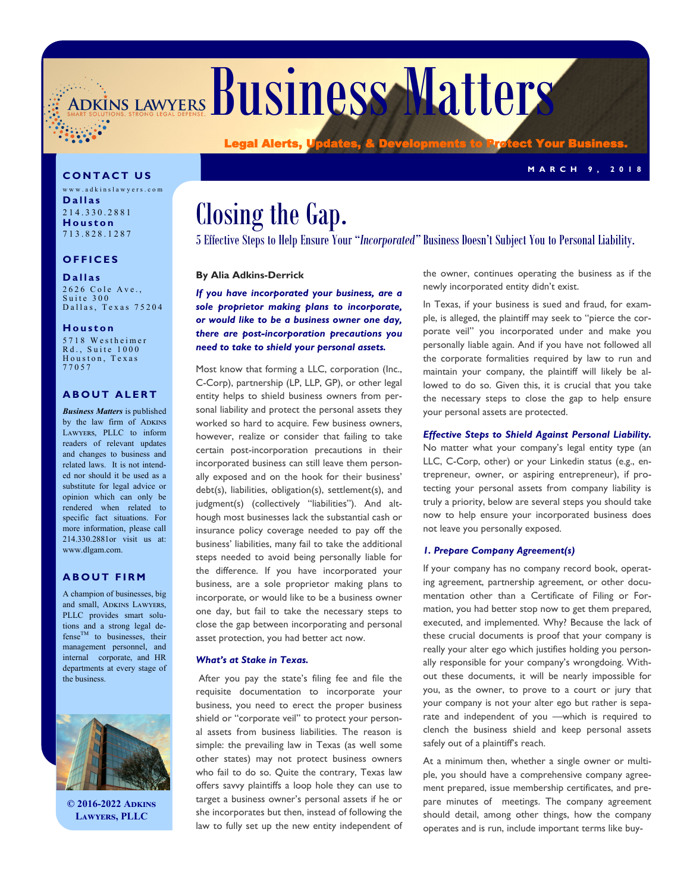# Business Matters

Legal Alerts, Updates, & Developments to Protect Your Business.

MARCH 9, 2018

**CONTACT US**

www.adkinslawyers.com

**Dallas**
214.330.2881

**Houston**
713.828.1287

**OFFICES**

**Dallas**
2626 Cole Ave., Suite 300
Dallas, Texas 75204

**Houston**
5718 Westheimer Rd., Suite 1000
Houston, Texas 77057

**ABOUT ALERT**

***Business Matters*** is published by the law firm of ADKINS LAWYERS, PLLC to inform readers of relevant updates and changes to business and related laws. It is not intended nor should it be used as a substitute for legal advice or opinion which can only be rendered when related to specific fact situations. For more information, please call 214.330.2881or visit us at: www.dlgam.com.

**ABOUT FIRM**

A champion of businesses, big and small, ADKINS LAWYERS, PLLC provides smart solutions and a strong legal defense™ to businesses, their management personnel, and internal corporate, and HR departments at every stage of the business.

**© 2016-2022 ADKINS LAWYERS, PLLC**

# Closing the Gap.

## 5 Effective Steps to Help Ensure Your "*Incorporated*" Business Doesn't Subject You to Personal Liability.

**By Alia Adkins-Derrick**

***If you have incorporated your business, are a sole proprietor making plans to incorporate, or would like to be a business owner one day, there are post-incorporation precautions you need to take to shield your personal assets.***

Most know that forming a LLC, corporation (Inc., C-Corp), partnership (LP, LLP, GP), or other legal entity helps to shield business owners from personal liability and protect the personal assets they worked so hard to acquire. Few business owners, however, realize or consider that failing to take certain post-incorporation precautions in their incorporated business can still leave them personally exposed and on the hook for their business' debt(s), liabilities, obligation(s), settlement(s), and judgment(s) (collectively "liabilities"). And although most businesses lack the substantial cash or insurance policy coverage needed to pay off the business' liabilities, many fail to take the additional steps needed to avoid being personally liable for the difference. If you have incorporated your business, are a sole proprietor making plans to incorporate, or would like to be a business owner one day, but fail to take the necessary steps to close the gap between incorporating and personal asset protection, you had better act now.

***What's at Stake in Texas.***

After you pay the state's filing fee and file the requisite documentation to incorporate your business, you need to erect the proper business shield or "corporate veil" to protect your personal assets from business liabilities. The reason is simple: the prevailing law in Texas (as well some other states) may not protect business owners who fail to do so. Quite the contrary, Texas law offers savvy plaintiffs a loop hole they can use to target a business owner's personal assets if he or she incorporates but then, instead of following the law to fully set up the new entity independent of the owner, continues operating the business as if the newly incorporated entity didn't exist.

In Texas, if your business is sued and fraud, for example, is alleged, the plaintiff may seek to "pierce the corporate veil" you incorporated under and make you personally liable again. And if you have not followed all the corporate formalities required by law to run and maintain your company, the plaintiff will likely be allowed to do so. Given this, it is crucial that you take the necessary steps to close the gap to help ensure your personal assets are protected.

***Effective Steps to Shield Against Personal Liability.*** No matter what your company's legal entity type (an LLC, C-Corp, other) or your Linkedin status (e.g., entrepreneur, owner, or aspiring entrepreneur), if protecting your personal assets from company liability is truly a priority, below are several steps you should take now to help ensure your incorporated business does not leave you personally exposed.

***1. Prepare Company Agreement(s)***

If your company has no company record book, operating agreement, partnership agreement, or other documentation other than a Certificate of Filing or Formation, you had better stop now to get them prepared, executed, and implemented. Why? Because the lack of these crucial documents is proof that your company is really your alter ego which justifies holding you personally responsible for your company's wrongdoing. Without these documents, it will be nearly impossible for you, as the owner, to prove to a court or jury that your company is not your alter ego but rather is separate and independent of you —which is required to clench the business shield and keep personal assets safely out of a plaintiff's reach.

At a minimum then, whether a single owner or multiple, you should have a comprehensive company agreement prepared, issue membership certificates, and prepare minutes of meetings. The company agreement should detail, among other things, how the company operates and is run, include important terms like buy-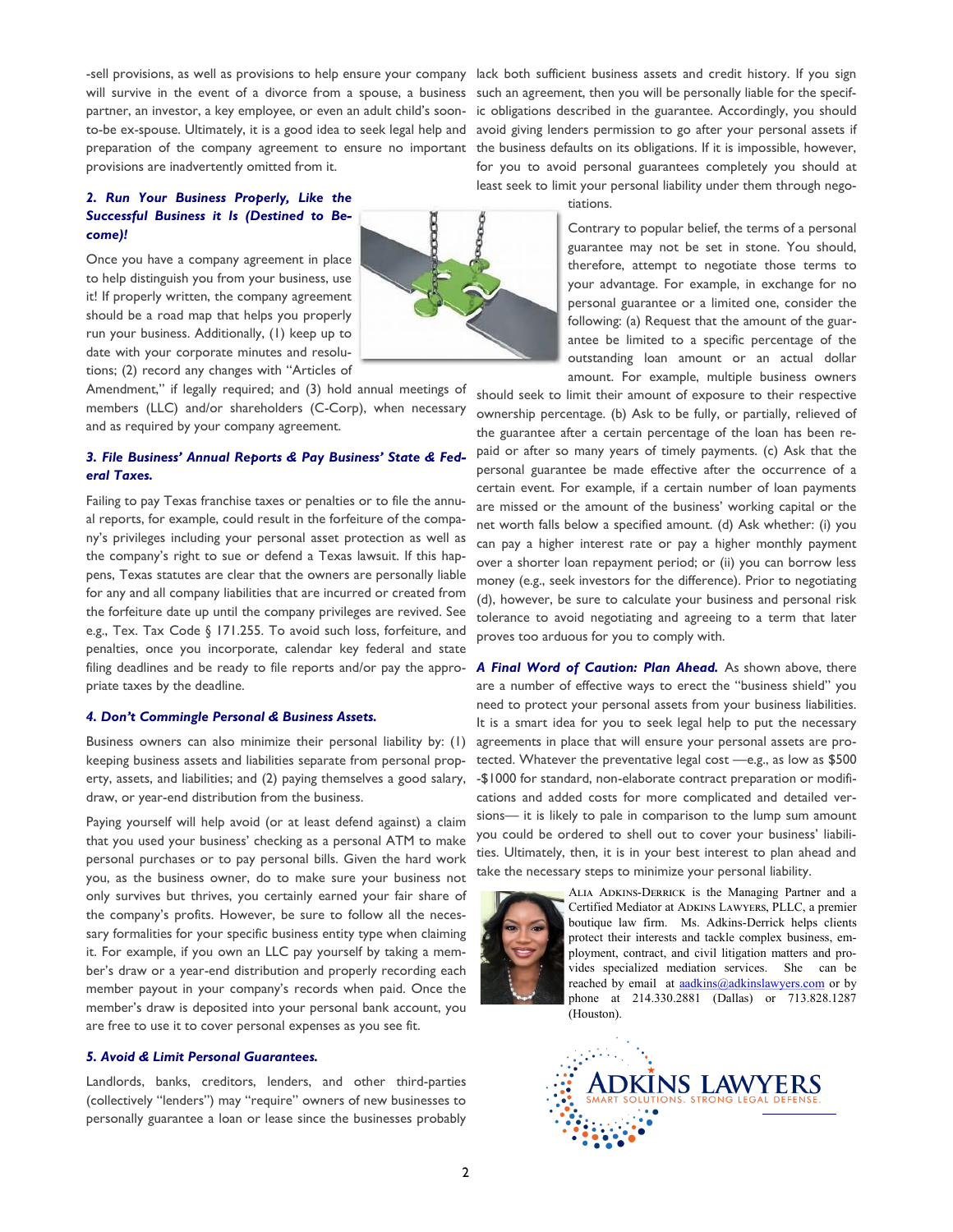-sell provisions, as well as provisions to help ensure your company will survive in the event of a divorce from a spouse, a business partner, an investor, a key employee, or even an adult child's soon-to-be ex-spouse. Ultimately, it is a good idea to seek legal help and preparation of the company agreement to ensure no important provisions are inadvertently omitted from it.

### *2. Run Your Business Properly, Like the Successful Business it Is (Destined to Become)!*

Once you have a company agreement in place to help distinguish you from your business, use it! If properly written, the company agreement should be a road map that helps you properly run your business. Additionally, (1) keep up to date with your corporate minutes and resolutions; (2) record any changes with "Articles of Amendment," if legally required; and (3) hold annual meetings of members (LLC) and/or shareholders (C-Corp), when necessary and as required by your company agreement.

### *3. File Business' Annual Reports & Pay Business' State & Federal Taxes.*

Failing to pay Texas franchise taxes or penalties or to file the annual reports, for example, could result in the forfeiture of the company's privileges including your personal asset protection as well as the company's right to sue or defend a Texas lawsuit. If this happens, Texas statutes are clear that the owners are personally liable for any and all company liabilities that are incurred or created from the forfeiture date up until the company privileges are revived. See e.g., Tex. Tax Code § 171.255. To avoid such loss, forfeiture, and penalties, once you incorporate, calendar key federal and state filing deadlines and be ready to file reports and/or pay the appropriate taxes by the deadline.

### *4. Don't Commingle Personal & Business Assets.*

Business owners can also minimize their personal liability by: (1) keeping business assets and liabilities separate from personal property, assets, and liabilities; and (2) paying themselves a good salary, draw, or year-end distribution from the business.

Paying yourself will help avoid (or at least defend against) a claim that you used your business' checking as a personal ATM to make personal purchases or to pay personal bills. Given the hard work you, as the business owner, do to make sure your business not only survives but thrives, you certainly earned your fair share of the company's profits. However, be sure to follow all the necessary formalities for your specific business entity type when claiming it. For example, if you own an LLC pay yourself by taking a member's draw or a year-end distribution and properly recording each member payout in your company's records when paid. Once the member's draw is deposited into your personal bank account, you are free to use it to cover personal expenses as you see fit.

### *5. Avoid & Limit Personal Guarantees.*

Landlords, banks, creditors, lenders, and other third-parties (collectively "lenders") may "require" owners of new businesses to personally guarantee a loan or lease since the businesses probably lack both sufficient business assets and credit history. If you sign such an agreement, then you will be personally liable for the specific obligations described in the guarantee. Accordingly, you should avoid giving lenders permission to go after your personal assets if the business defaults on its obligations. If it is impossible, however, for you to avoid personal guarantees completely you should at least seek to limit your personal liability under them through negotiations.

Contrary to popular belief, the terms of a personal guarantee may not be set in stone. You should, therefore, attempt to negotiate those terms to your advantage. For example, in exchange for no personal guarantee or a limited one, consider the following: (a) Request that the amount of the guarantee be limited to a specific percentage of the outstanding loan amount or an actual dollar amount. For example, multiple business owners should seek to limit their amount of exposure to their respective ownership percentage. (b) Ask to be fully, or partially, relieved of the guarantee after a certain percentage of the loan has been repaid or after so many years of timely payments. (c) Ask that the personal guarantee be made effective after the occurrence of a certain event. For example, if a certain number of loan payments are missed or the amount of the business' working capital or the net worth falls below a specified amount. (d) Ask whether: (i) you can pay a higher interest rate or pay a higher monthly payment over a shorter loan repayment period; or (ii) you can borrow less money (e.g., seek investors for the difference). Prior to negotiating (d), however, be sure to calculate your business and personal risk tolerance to avoid negotiating and agreeing to a term that later proves too arduous for you to comply with.

***A Final Word of Caution: Plan Ahead.*** As shown above, there are a number of effective ways to erect the "business shield" you need to protect your personal assets from your business liabilities. It is a smart idea for you to seek legal help to put the necessary agreements in place that will ensure your personal assets are protected. Whatever the preventative legal cost —e.g., as low as $500-$1000 for standard, non-elaborate contract preparation or modifications and added costs for more complicated and detailed versions— it is likely to pale in comparison to the lump sum amount you could be ordered to shell out to cover your business' liabilities. Ultimately, then, it is in your best interest to plan ahead and take the necessary steps to minimize your personal liability.

ALIA ADKINS-DERRICK is the Managing Partner and a Certified Mediator at ADKINS LAWYERS, PLLC, a premier boutique law firm. Ms. Adkins-Derrick helps clients protect their interests and tackle complex business, employment, contract, and civil litigation matters and provides specialized mediation services. She can be reached by email at aadkins@adkinslawyers.com or by phone at 214.330.2881 (Dallas) or 713.828.1287 (Houston).

ADKINS LAWYERS
SMART SOLUTIONS. STRONG LEGAL DEFENSE.